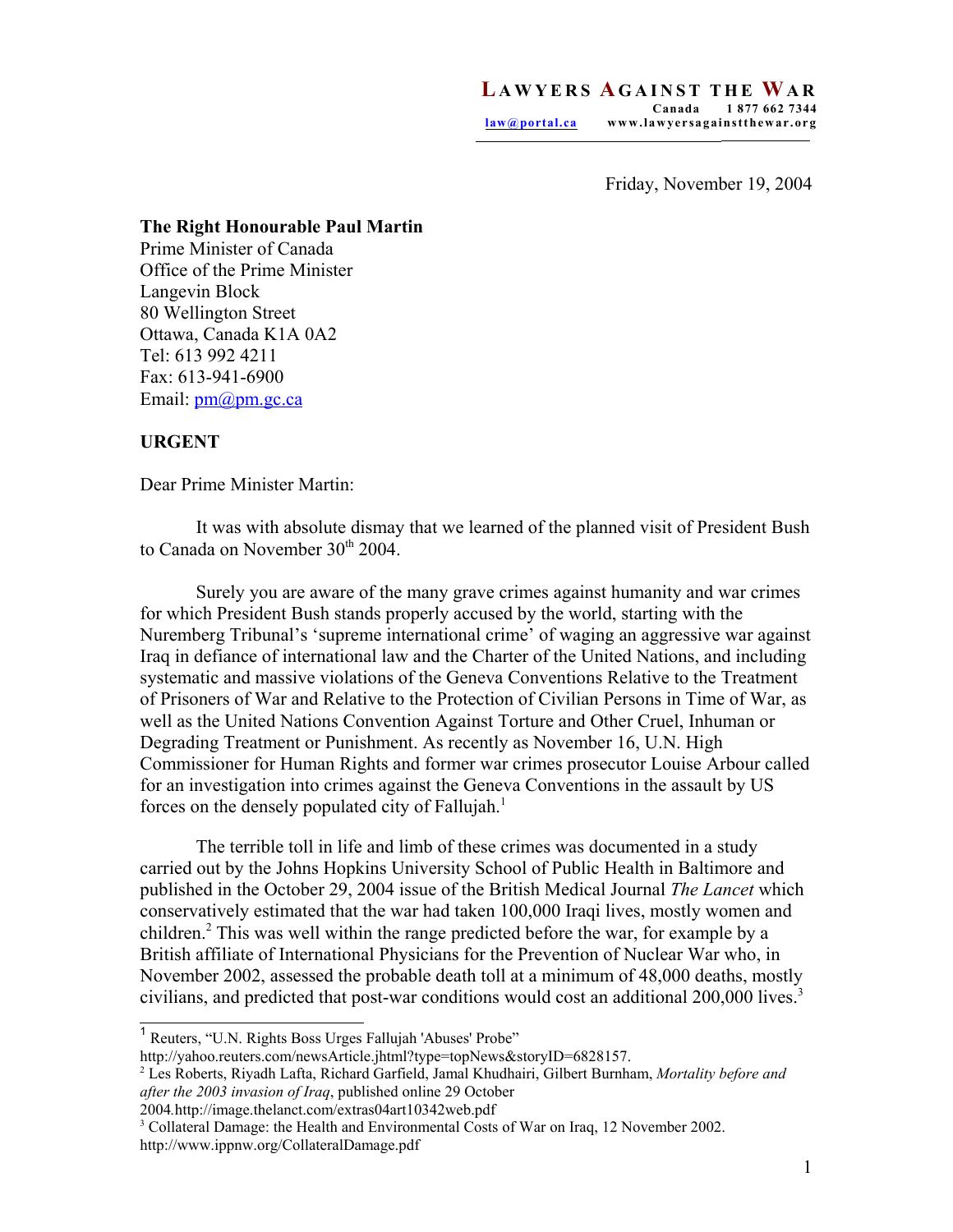**LAWYERS AGAINST THE WAR**
Canada 1 877 662 7344
law@portal.ca www.lawyersagainstthewar.org

Friday, November 19, 2004

**The Right Honourable Paul Martin**
Prime Minister of Canada
Office of the Prime Minister
Langevin Block
80 Wellington Street
Ottawa, Canada K1A 0A2
Tel: 613 992 4211
Fax: 613-941-6900
Email: pm@pm.gc.ca

**URGENT**

Dear Prime Minister Martin:

It was with absolute dismay that we learned of the planned visit of President Bush to Canada on November 30th 2004.

Surely you are aware of the many grave crimes against humanity and war crimes for which President Bush stands properly accused by the world, starting with the Nuremberg Tribunal's 'supreme international crime' of waging an aggressive war against Iraq in defiance of international law and the Charter of the United Nations, and including systematic and massive violations of the Geneva Conventions Relative to the Treatment of Prisoners of War and Relative to the Protection of Civilian Persons in Time of War, as well as the United Nations Convention Against Torture and Other Cruel, Inhuman or Degrading Treatment or Punishment. As recently as November 16, U.N. High Commissioner for Human Rights and former war crimes prosecutor Louise Arbour called for an investigation into crimes against the Geneva Conventions in the assault by US forces on the densely populated city of Fallujah.[1]

The terrible toll in life and limb of these crimes was documented in a study carried out by the Johns Hopkins University School of Public Health in Baltimore and published in the October 29, 2004 issue of the British Medical Journal *The Lancet* which conservatively estimated that the war had taken 100,000 Iraqi lives, mostly women and children.[2] This was well within the range predicted before the war, for example by a British affiliate of International Physicians for the Prevention of Nuclear War who, in November 2002, assessed the probable death toll at a minimum of 48,000 deaths, mostly civilians, and predicted that post-war conditions would cost an additional 200,000 lives.[3]

---

[1] Reuters, "U.N. Rights Boss Urges Fallujah 'Abuses' Probe" http://yahoo.reuters.com/newsArticle.jhtml?type=topNews&storyID=6828157.

[2] Les Roberts, Riyadh Lafta, Richard Garfield, Jamal Khudhairi, Gilbert Burnham, *Mortality before and after the 2003 invasion of Iraq*, published online 29 October 2004.http://image.thelanct.com/extras04art10342web.pdf

[3] Collateral Damage: the Health and Environmental Costs of War on Iraq, 12 November 2002. http://www.ippnw.org/CollateralDamage.pdf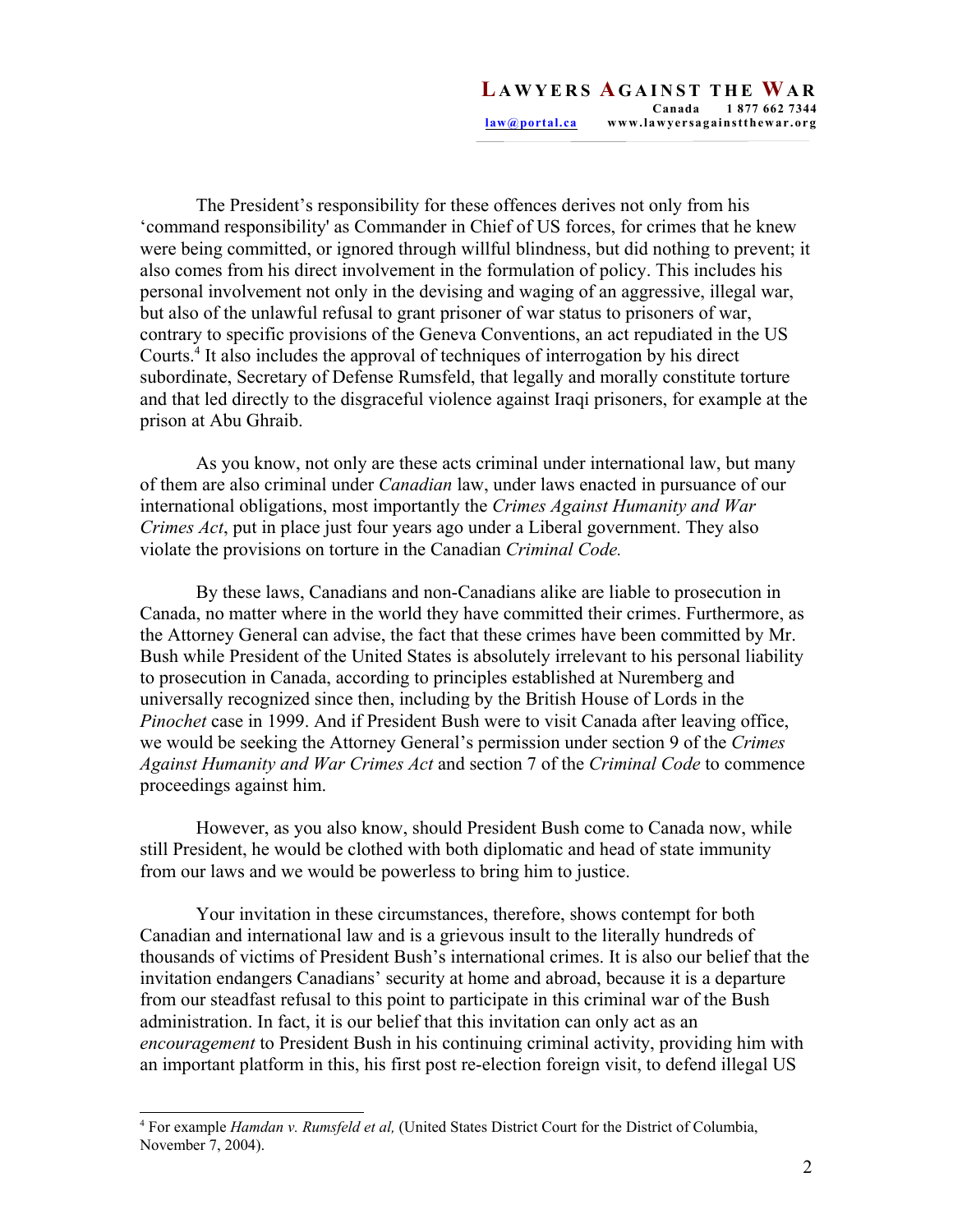The President's responsibility for these offences derives not only from his 'command responsibility' as Commander in Chief of US forces, for crimes that he knew were being committed, or ignored through willful blindness, but did nothing to prevent; it also comes from his direct involvement in the formulation of policy. This includes his personal involvement not only in the devising and waging of an aggressive, illegal war, but also of the unlawful refusal to grant prisoner of war status to prisoners of war, contrary to specific provisions of the Geneva Conventions, an act repudiated in the US Courts.[4] It also includes the approval of techniques of interrogation by his direct subordinate, Secretary of Defense Rumsfeld, that legally and morally constitute torture and that led directly to the disgraceful violence against Iraqi prisoners, for example at the prison at Abu Ghraib.

As you know, not only are these acts criminal under international law, but many of them are also criminal under *Canadian* law, under laws enacted in pursuance of our international obligations, most importantly the *Crimes Against Humanity and War Crimes Act*, put in place just four years ago under a Liberal government. They also violate the provisions on torture in the Canadian *Criminal Code.*

By these laws, Canadians and non-Canadians alike are liable to prosecution in Canada, no matter where in the world they have committed their crimes. Furthermore, as the Attorney General can advise, the fact that these crimes have been committed by Mr. Bush while President of the United States is absolutely irrelevant to his personal liability to prosecution in Canada, according to principles established at Nuremberg and universally recognized since then, including by the British House of Lords in the *Pinochet* case in 1999. And if President Bush were to visit Canada after leaving office, we would be seeking the Attorney General's permission under section 9 of the *Crimes Against Humanity and War Crimes Act* and section 7 of the *Criminal Code* to commence proceedings against him.

However, as you also know, should President Bush come to Canada now, while still President, he would be clothed with both diplomatic and head of state immunity from our laws and we would be powerless to bring him to justice.

Your invitation in these circumstances, therefore, shows contempt for both Canadian and international law and is a grievous insult to the literally hundreds of thousands of victims of President Bush's international crimes. It is also our belief that the invitation endangers Canadians' security at home and abroad, because it is a departure from our steadfast refusal to this point to participate in this criminal war of the Bush administration. In fact, it is our belief that this invitation can only act as an *encouragement* to President Bush in his continuing criminal activity, providing him with an important platform in this, his first post re-election foreign visit, to defend illegal US

---

[4] For example *Hamdan v. Rumsfeld et al,* (United States District Court for the District of Columbia, November 7, 2004).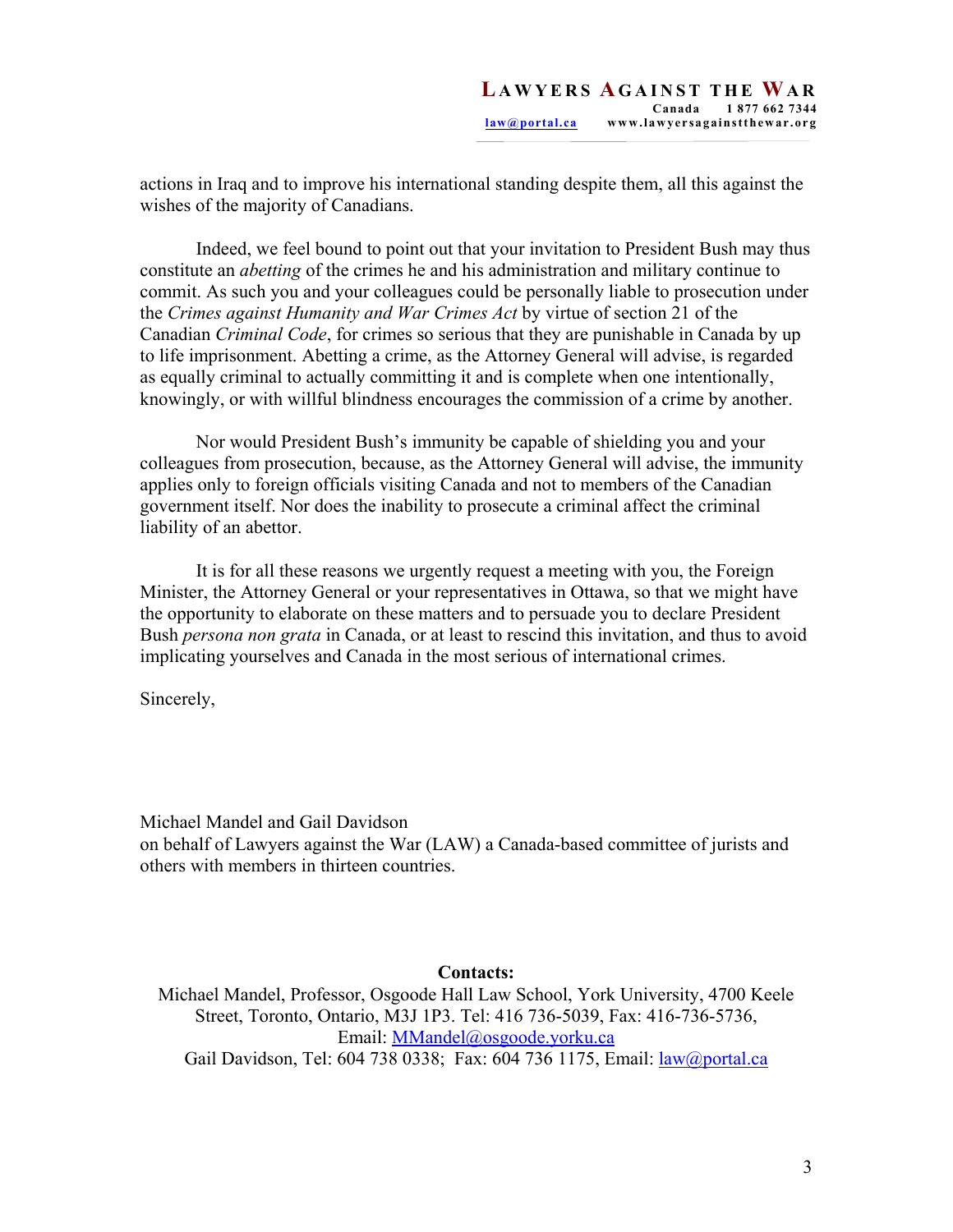actions in Iraq and to improve his international standing despite them, all this against the wishes of the majority of Canadians.

Indeed, we feel bound to point out that your invitation to President Bush may thus constitute an *abetting* of the crimes he and his administration and military continue to commit. As such you and your colleagues could be personally liable to prosecution under the *Crimes against Humanity and War Crimes Act* by virtue of section 21 of the Canadian *Criminal Code*, for crimes so serious that they are punishable in Canada by up to life imprisonment. Abetting a crime, as the Attorney General will advise, is regarded as equally criminal to actually committing it and is complete when one intentionally, knowingly, or with willful blindness encourages the commission of a crime by another.

Nor would President Bush's immunity be capable of shielding you and your colleagues from prosecution, because, as the Attorney General will advise, the immunity applies only to foreign officials visiting Canada and not to members of the Canadian government itself. Nor does the inability to prosecute a criminal affect the criminal liability of an abettor.

It is for all these reasons we urgently request a meeting with you, the Foreign Minister, the Attorney General or your representatives in Ottawa, so that we might have the opportunity to elaborate on these matters and to persuade you to declare President Bush *persona non grata* in Canada, or at least to rescind this invitation, and thus to avoid implicating yourselves and Canada in the most serious of international crimes.

Sincerely,

Michael Mandel and Gail Davidson
on behalf of Lawyers against the War (LAW) a Canada-based committee of jurists and others with members in thirteen countries.

**Contacts:**

Michael Mandel, Professor, Osgoode Hall Law School, York University, 4700 Keele Street, Toronto, Ontario, M3J 1P3. Tel: 416 736-5039, Fax: 416-736-5736, Email: MMandel@osgoode.yorku.ca
Gail Davidson, Tel: 604 738 0338; Fax: 604 736 1175, Email: law@portal.ca